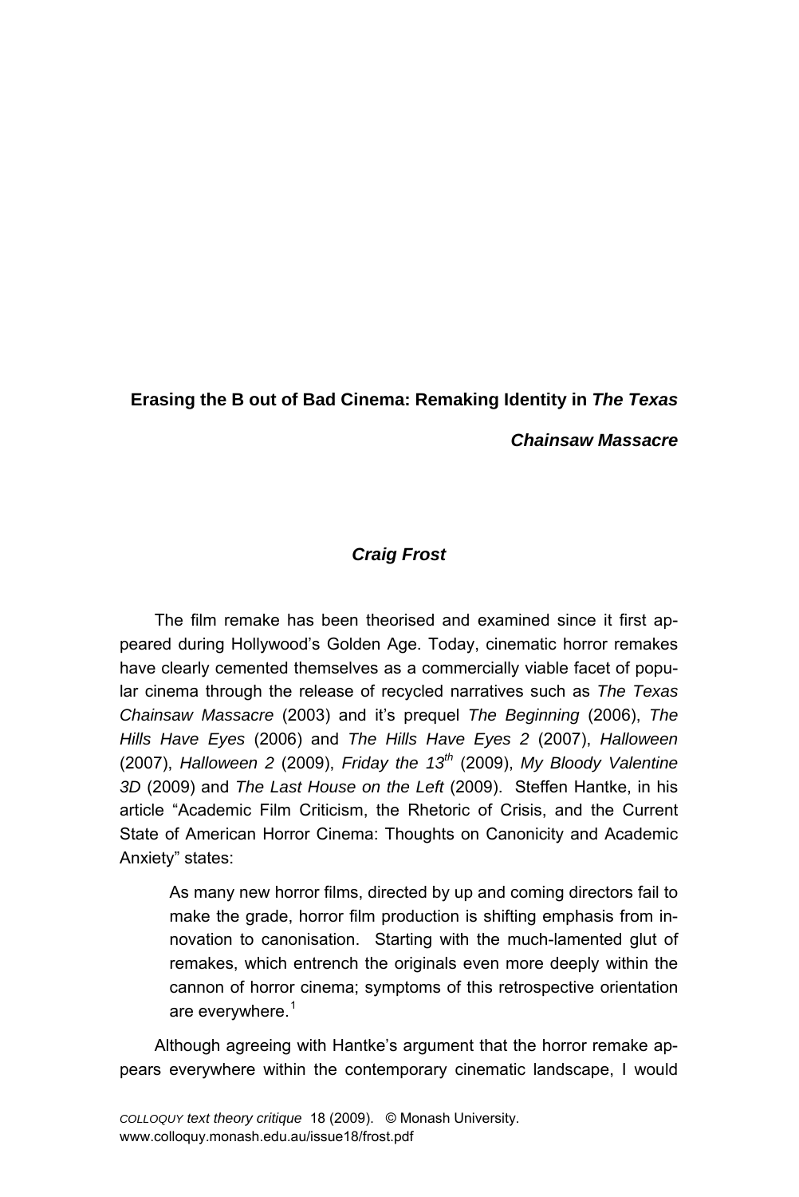# Erasing the B out of Bad Cinema: Remaking Identity in *The Texas Chainsaw Massacre*

***Craig Frost***

The film remake has been theorised and examined since it first appeared during Hollywood's Golden Age. Today, cinematic horror remakes have clearly cemented themselves as a commercially viable facet of popular cinema through the release of recycled narratives such as *The Texas Chainsaw Massacre* (2003) and it's prequel *The Beginning* (2006), *The Hills Have Eyes* (2006) and *The Hills Have Eyes 2* (2007), *Halloween* (2007), *Halloween 2* (2009), *Friday the 13th* (2009), *My Bloody Valentine 3D* (2009) and *The Last House on the Left* (2009). Steffen Hantke, in his article "Academic Film Criticism, the Rhetoric of Crisis, and the Current State of American Horror Cinema: Thoughts on Canonicity and Academic Anxiety" states:

> As many new horror films, directed by up and coming directors fail to make the grade, horror film production is shifting emphasis from innovation to canonisation. Starting with the much-lamented glut of remakes, which entrench the originals even more deeply within the cannon of horror cinema; symptoms of this retrospective orientation are everywhere.[1]

Although agreeing with Hantke's argument that the horror remake appears everywhere within the contemporary cinematic landscape, I would

*COLLOQUY text theory critique* 18 (2009). © Monash University.
www.colloquy.monash.edu.au/issue18/frost.pdf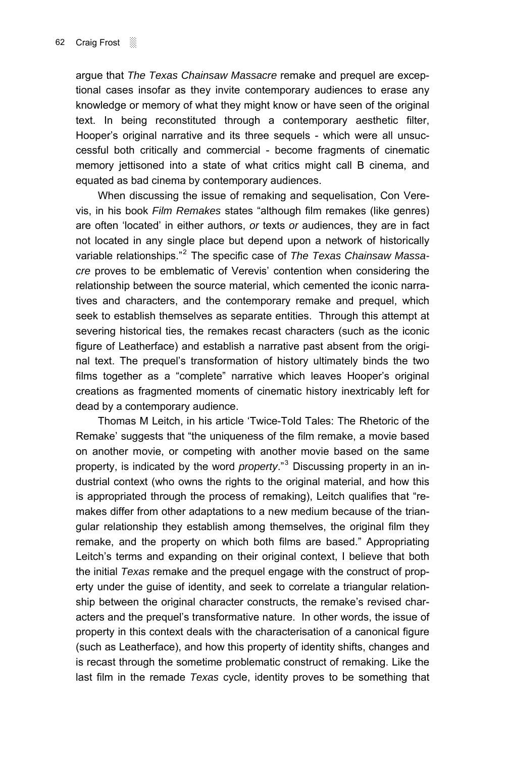argue that *The Texas Chainsaw Massacre* remake and prequel are exceptional cases insofar as they invite contemporary audiences to erase any knowledge or memory of what they might know or have seen of the original text. In being reconstituted through a contemporary aesthetic filter, Hooper's original narrative and its three sequels - which were all unsuccessful both critically and commercial - become fragments of cinematic memory jettisoned into a state of what critics might call B cinema, and equated as bad cinema by contemporary audiences.

When discussing the issue of remaking and sequelisation, Con Verevis, in his book *Film Remakes* states "although film remakes (like genres) are often 'located' in either authors, *or* texts *or* audiences, they are in fact not located in any single place but depend upon a network of historically variable relationships."[2] The specific case of *The Texas Chainsaw Massacre* proves to be emblematic of Verevis' contention when considering the relationship between the source material, which cemented the iconic narratives and characters, and the contemporary remake and prequel, which seek to establish themselves as separate entities. Through this attempt at severing historical ties, the remakes recast characters (such as the iconic figure of Leatherface) and establish a narrative past absent from the original text. The prequel's transformation of history ultimately binds the two films together as a "complete" narrative which leaves Hooper's original creations as fragmented moments of cinematic history inextricably left for dead by a contemporary audience.

Thomas M Leitch, in his article 'Twice-Told Tales: The Rhetoric of the Remake' suggests that "the uniqueness of the film remake, a movie based on another movie, or competing with another movie based on the same property, is indicated by the word *property*."[3] Discussing property in an industrial context (who owns the rights to the original material, and how this is appropriated through the process of remaking), Leitch qualifies that "remakes differ from other adaptations to a new medium because of the triangular relationship they establish among themselves, the original film they remake, and the property on which both films are based." Appropriating Leitch's terms and expanding on their original context, I believe that both the initial *Texas* remake and the prequel engage with the construct of property under the guise of identity, and seek to correlate a triangular relationship between the original character constructs, the remake's revised characters and the prequel's transformative nature. In other words, the issue of property in this context deals with the characterisation of a canonical figure (such as Leatherface), and how this property of identity shifts, changes and is recast through the sometime problematic construct of remaking. Like the last film in the remade *Texas* cycle, identity proves to be something that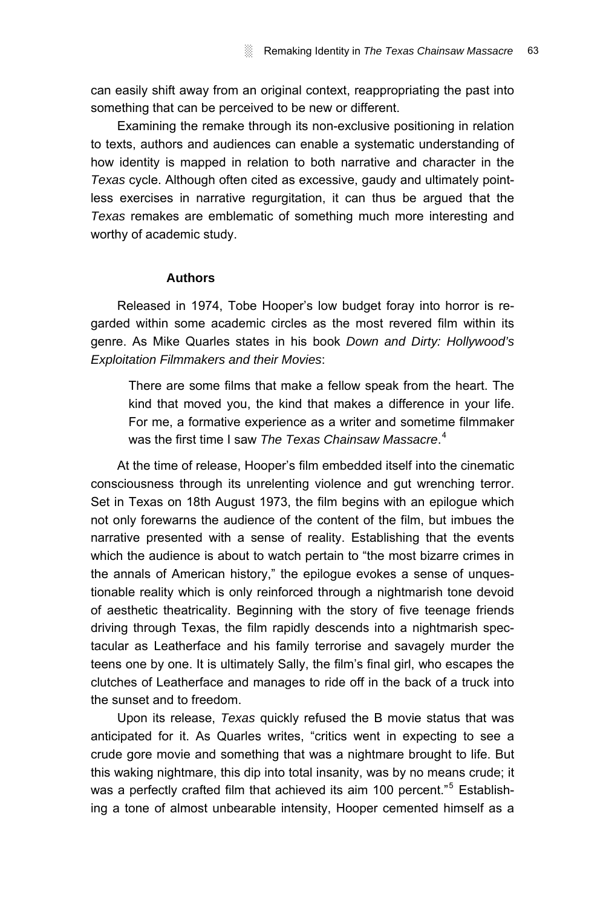can easily shift away from an original context, reappropriating the past into something that can be perceived to be new or different.

Examining the remake through its non-exclusive positioning in relation to texts, authors and audiences can enable a systematic understanding of how identity is mapped in relation to both narrative and character in the *Texas* cycle. Although often cited as excessive, gaudy and ultimately pointless exercises in narrative regurgitation, it can thus be argued that the *Texas* remakes are emblematic of something much more interesting and worthy of academic study.

## Authors

Released in 1974, Tobe Hooper's low budget foray into horror is regarded within some academic circles as the most revered film within its genre. As Mike Quarles states in his book *Down and Dirty: Hollywood's Exploitation Filmmakers and their Movies*:

> There are some films that make a fellow speak from the heart. The kind that moved you, the kind that makes a difference in your life. For me, a formative experience as a writer and sometime filmmaker was the first time I saw *The Texas Chainsaw Massacre*.[4]

At the time of release, Hooper's film embedded itself into the cinematic consciousness through its unrelenting violence and gut wrenching terror. Set in Texas on 18th August 1973, the film begins with an epilogue which not only forewarns the audience of the content of the film, but imbues the narrative presented with a sense of reality. Establishing that the events which the audience is about to watch pertain to "the most bizarre crimes in the annals of American history," the epilogue evokes a sense of unquestionable reality which is only reinforced through a nightmarish tone devoid of aesthetic theatricality. Beginning with the story of five teenage friends driving through Texas, the film rapidly descends into a nightmarish spectacular as Leatherface and his family terrorise and savagely murder the teens one by one. It is ultimately Sally, the film's final girl, who escapes the clutches of Leatherface and manages to ride off in the back of a truck into the sunset and to freedom.

Upon its release, *Texas* quickly refused the B movie status that was anticipated for it. As Quarles writes, "critics went in expecting to see a crude gore movie and something that was a nightmare brought to life. But this waking nightmare, this dip into total insanity, was by no means crude; it was a perfectly crafted film that achieved its aim 100 percent."[5] Establishing a tone of almost unbearable intensity, Hooper cemented himself as a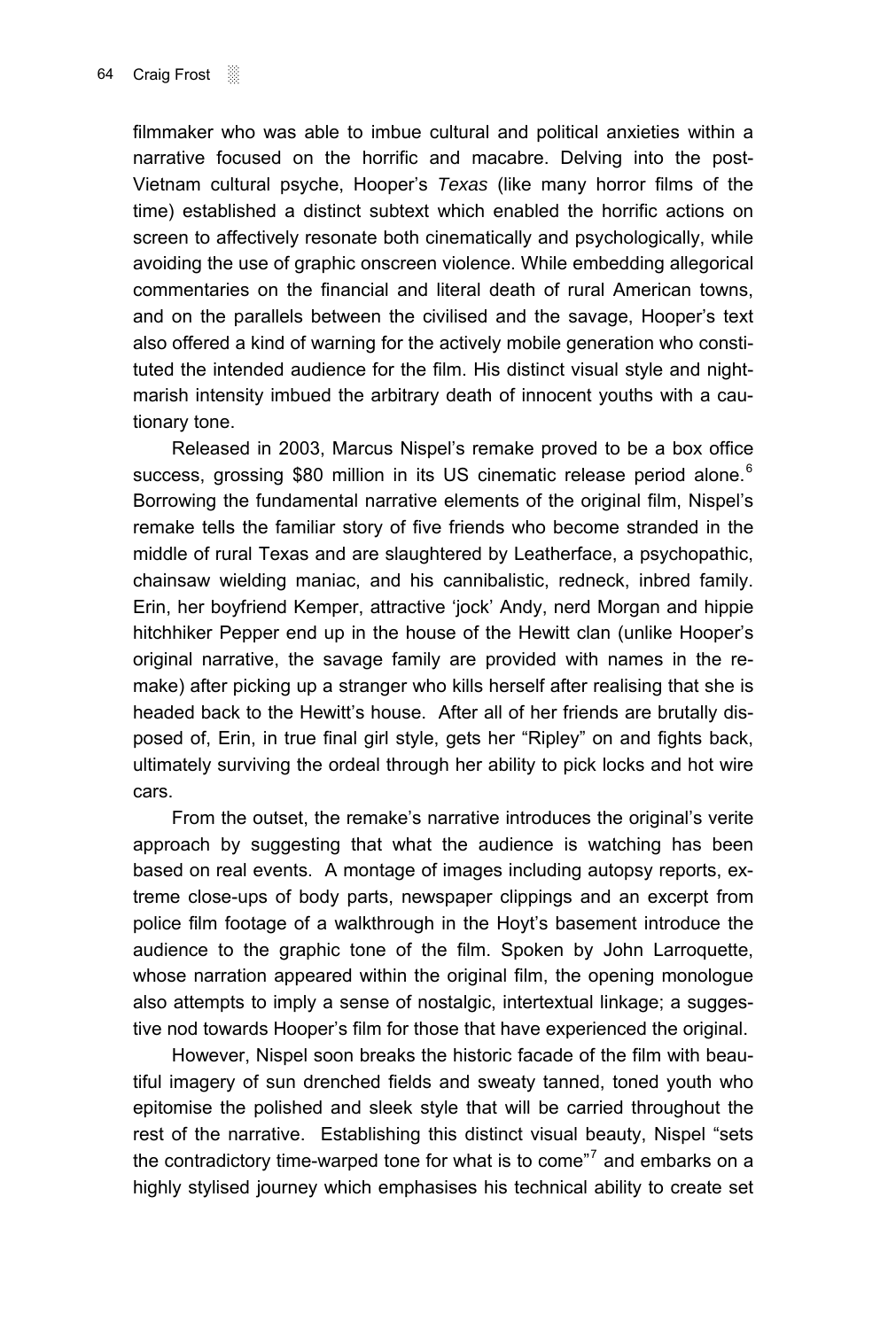filmmaker who was able to imbue cultural and political anxieties within a narrative focused on the horrific and macabre. Delving into the post-Vietnam cultural psyche, Hooper's *Texas* (like many horror films of the time) established a distinct subtext which enabled the horrific actions on screen to affectively resonate both cinematically and psychologically, while avoiding the use of graphic onscreen violence. While embedding allegorical commentaries on the financial and literal death of rural American towns, and on the parallels between the civilised and the savage, Hooper's text also offered a kind of warning for the actively mobile generation who constituted the intended audience for the film. His distinct visual style and nightmarish intensity imbued the arbitrary death of innocent youths with a cautionary tone.

Released in 2003, Marcus Nispel's remake proved to be a box office success, grossing $80 million in its US cinematic release period alone.[6] Borrowing the fundamental narrative elements of the original film, Nispel's remake tells the familiar story of five friends who become stranded in the middle of rural Texas and are slaughtered by Leatherface, a psychopathic, chainsaw wielding maniac, and his cannibalistic, redneck, inbred family. Erin, her boyfriend Kemper, attractive 'jock' Andy, nerd Morgan and hippie hitchhiker Pepper end up in the house of the Hewitt clan (unlike Hooper's original narrative, the savage family are provided with names in the remake) after picking up a stranger who kills herself after realising that she is headed back to the Hewitt's house. After all of her friends are brutally disposed of, Erin, in true final girl style, gets her "Ripley" on and fights back, ultimately surviving the ordeal through her ability to pick locks and hot wire cars.

From the outset, the remake's narrative introduces the original's verite approach by suggesting that what the audience is watching has been based on real events. A montage of images including autopsy reports, extreme close-ups of body parts, newspaper clippings and an excerpt from police film footage of a walkthrough in the Hoyt's basement introduce the audience to the graphic tone of the film. Spoken by John Larroquette, whose narration appeared within the original film, the opening monologue also attempts to imply a sense of nostalgic, intertextual linkage; a suggestive nod towards Hooper's film for those that have experienced the original.

However, Nispel soon breaks the historic facade of the film with beautiful imagery of sun drenched fields and sweaty tanned, toned youth who epitomise the polished and sleek style that will be carried throughout the rest of the narrative. Establishing this distinct visual beauty, Nispel "sets the contradictory time-warped tone for what is to come"[7] and embarks on a highly stylised journey which emphasises his technical ability to create set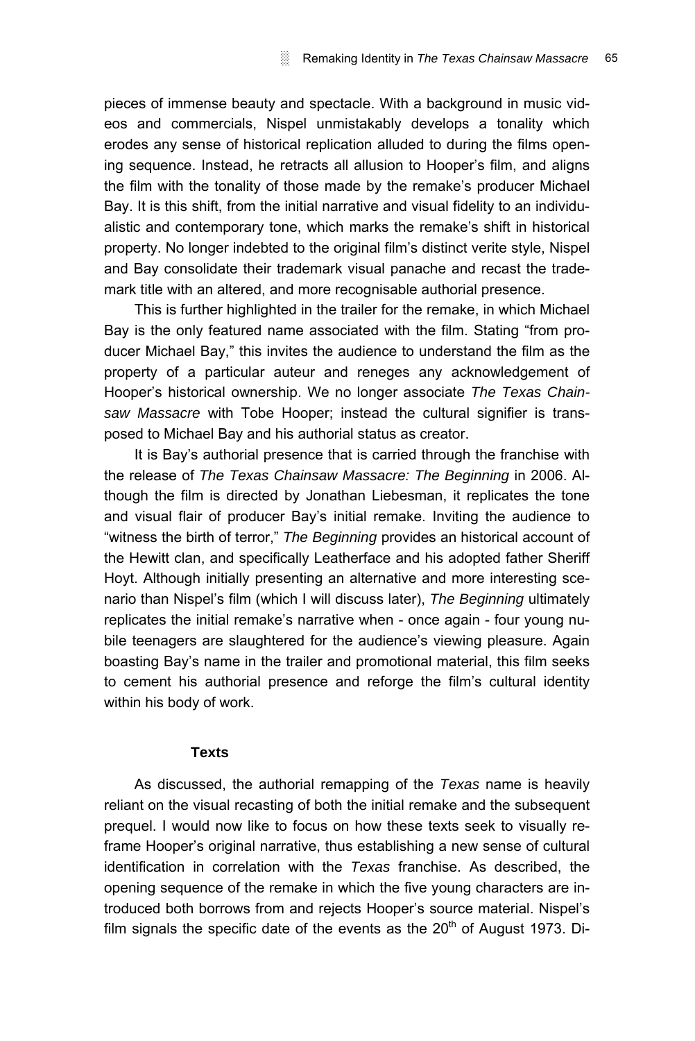pieces of immense beauty and spectacle. With a background in music videos and commercials, Nispel unmistakably develops a tonality which erodes any sense of historical replication alluded to during the films opening sequence. Instead, he retracts all allusion to Hooper's film, and aligns the film with the tonality of those made by the remake's producer Michael Bay. It is this shift, from the initial narrative and visual fidelity to an individualistic and contemporary tone, which marks the remake's shift in historical property. No longer indebted to the original film's distinct verite style, Nispel and Bay consolidate their trademark visual panache and recast the trademark title with an altered, and more recognisable authorial presence.

This is further highlighted in the trailer for the remake, in which Michael Bay is the only featured name associated with the film. Stating "from producer Michael Bay," this invites the audience to understand the film as the property of a particular auteur and reneges any acknowledgement of Hooper's historical ownership. We no longer associate *The Texas Chainsaw Massacre* with Tobe Hooper; instead the cultural signifier is transposed to Michael Bay and his authorial status as creator.

It is Bay's authorial presence that is carried through the franchise with the release of *The Texas Chainsaw Massacre: The Beginning* in 2006. Although the film is directed by Jonathan Liebesman, it replicates the tone and visual flair of producer Bay's initial remake. Inviting the audience to "witness the birth of terror," *The Beginning* provides an historical account of the Hewitt clan, and specifically Leatherface and his adopted father Sheriff Hoyt. Although initially presenting an alternative and more interesting scenario than Nispel's film (which I will discuss later), *The Beginning* ultimately replicates the initial remake's narrative when - once again - four young nubile teenagers are slaughtered for the audience's viewing pleasure. Again boasting Bay's name in the trailer and promotional material, this film seeks to cement his authorial presence and reforge the film's cultural identity within his body of work.

### Texts

As discussed, the authorial remapping of the *Texas* name is heavily reliant on the visual recasting of both the initial remake and the subsequent prequel. I would now like to focus on how these texts seek to visually reframe Hooper's original narrative, thus establishing a new sense of cultural identification in correlation with the *Texas* franchise. As described, the opening sequence of the remake in which the five young characters are introduced both borrows from and rejects Hooper's source material. Nispel's film signals the specific date of the events as the 20th of August 1973. Di-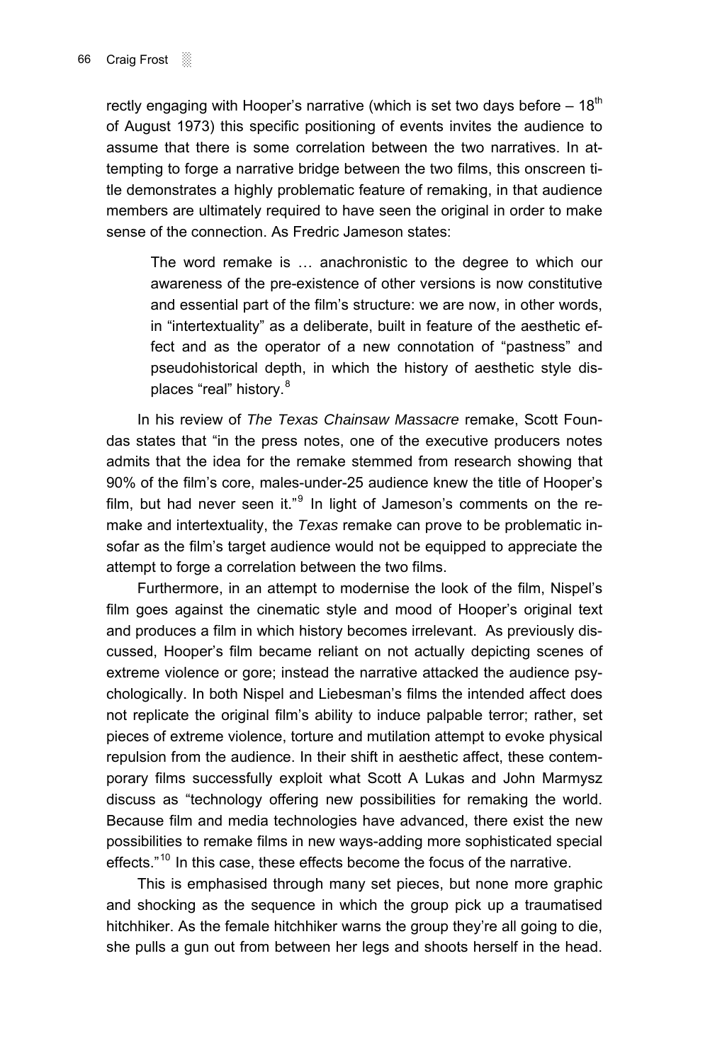rectly engaging with Hooper's narrative (which is set two days before – 18th of August 1973) this specific positioning of events invites the audience to assume that there is some correlation between the two narratives. In attempting to forge a narrative bridge between the two films, this onscreen title demonstrates a highly problematic feature of remaking, in that audience members are ultimately required to have seen the original in order to make sense of the connection. As Fredric Jameson states:

> The word remake is … anachronistic to the degree to which our awareness of the pre-existence of other versions is now constitutive and essential part of the film's structure: we are now, in other words, in "intertextuality" as a deliberate, built in feature of the aesthetic effect and as the operator of a new connotation of "pastness" and pseudohistorical depth, in which the history of aesthetic style displaces "real" history.[8]

In his review of *The Texas Chainsaw Massacre* remake, Scott Foundas states that "in the press notes, one of the executive producers notes admits that the idea for the remake stemmed from research showing that 90% of the film's core, males-under-25 audience knew the title of Hooper's film, but had never seen it."[9] In light of Jameson's comments on the remake and intertextuality, the *Texas* remake can prove to be problematic insofar as the film's target audience would not be equipped to appreciate the attempt to forge a correlation between the two films.

Furthermore, in an attempt to modernise the look of the film, Nispel's film goes against the cinematic style and mood of Hooper's original text and produces a film in which history becomes irrelevant. As previously discussed, Hooper's film became reliant on not actually depicting scenes of extreme violence or gore; instead the narrative attacked the audience psychologically. In both Nispel and Liebesman's films the intended affect does not replicate the original film's ability to induce palpable terror; rather, set pieces of extreme violence, torture and mutilation attempt to evoke physical repulsion from the audience. In their shift in aesthetic affect, these contemporary films successfully exploit what Scott A Lukas and John Marmysz discuss as "technology offering new possibilities for remaking the world. Because film and media technologies have advanced, there exist the new possibilities to remake films in new ways-adding more sophisticated special effects."[10] In this case, these effects become the focus of the narrative.

This is emphasised through many set pieces, but none more graphic and shocking as the sequence in which the group pick up a traumatised hitchhiker. As the female hitchhiker warns the group they're all going to die, she pulls a gun out from between her legs and shoots herself in the head.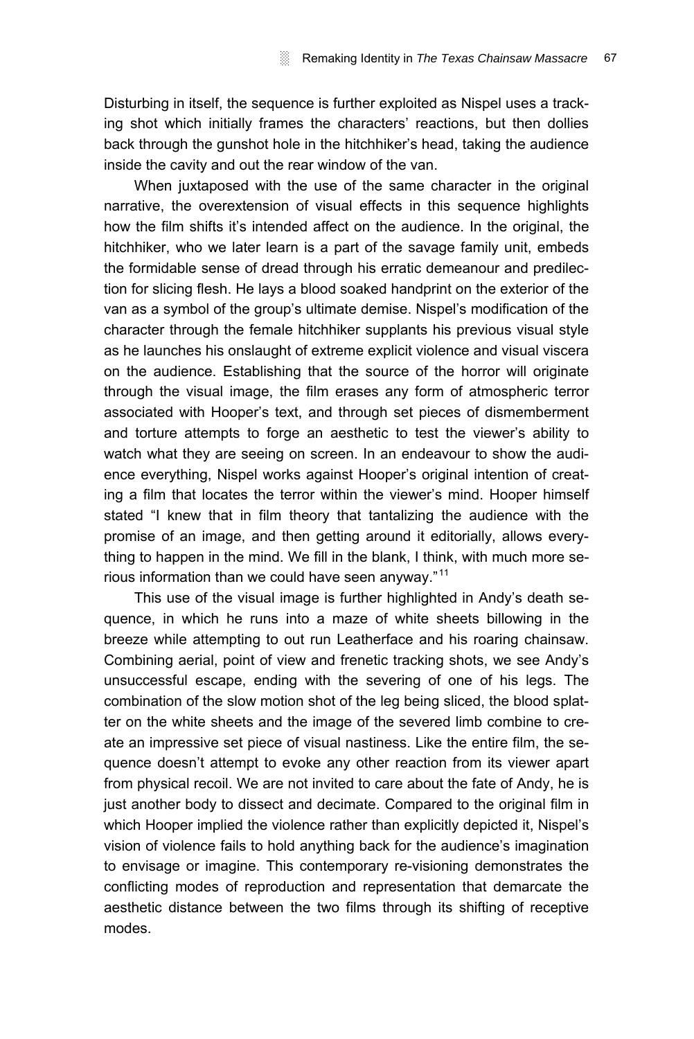Disturbing in itself, the sequence is further exploited as Nispel uses a tracking shot which initially frames the characters' reactions, but then dollies back through the gunshot hole in the hitchhiker's head, taking the audience inside the cavity and out the rear window of the van.

When juxtaposed with the use of the same character in the original narrative, the overextension of visual effects in this sequence highlights how the film shifts it's intended affect on the audience. In the original, the hitchhiker, who we later learn is a part of the savage family unit, embeds the formidable sense of dread through his erratic demeanour and predilection for slicing flesh. He lays a blood soaked handprint on the exterior of the van as a symbol of the group's ultimate demise. Nispel's modification of the character through the female hitchhiker supplants his previous visual style as he launches his onslaught of extreme explicit violence and visual viscera on the audience. Establishing that the source of the horror will originate through the visual image, the film erases any form of atmospheric terror associated with Hooper's text, and through set pieces of dismemberment and torture attempts to forge an aesthetic to test the viewer's ability to watch what they are seeing on screen. In an endeavour to show the audience everything, Nispel works against Hooper's original intention of creating a film that locates the terror within the viewer's mind. Hooper himself stated "I knew that in film theory that tantalizing the audience with the promise of an image, and then getting around it editorially, allows everything to happen in the mind. We fill in the blank, I think, with much more serious information than we could have seen anyway."[11]

This use of the visual image is further highlighted in Andy's death sequence, in which he runs into a maze of white sheets billowing in the breeze while attempting to out run Leatherface and his roaring chainsaw. Combining aerial, point of view and frenetic tracking shots, we see Andy's unsuccessful escape, ending with the severing of one of his legs. The combination of the slow motion shot of the leg being sliced, the blood splatter on the white sheets and the image of the severed limb combine to create an impressive set piece of visual nastiness. Like the entire film, the sequence doesn't attempt to evoke any other reaction from its viewer apart from physical recoil. We are not invited to care about the fate of Andy, he is just another body to dissect and decimate. Compared to the original film in which Hooper implied the violence rather than explicitly depicted it, Nispel's vision of violence fails to hold anything back for the audience's imagination to envisage or imagine. This contemporary re-visioning demonstrates the conflicting modes of reproduction and representation that demarcate the aesthetic distance between the two films through its shifting of receptive modes.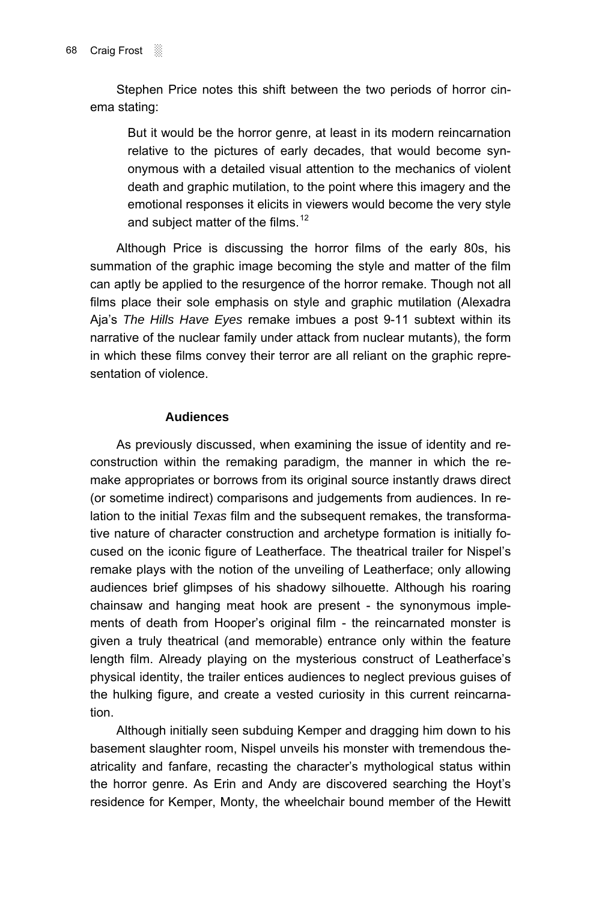Stephen Price notes this shift between the two periods of horror cinema stating:

> But it would be the horror genre, at least in its modern reincarnation relative to the pictures of early decades, that would become synonymous with a detailed visual attention to the mechanics of violent death and graphic mutilation, to the point where this imagery and the emotional responses it elicits in viewers would become the very style and subject matter of the films.[12]

Although Price is discussing the horror films of the early 80s, his summation of the graphic image becoming the style and matter of the film can aptly be applied to the resurgence of the horror remake. Though not all films place their sole emphasis on style and graphic mutilation (Alexadra Aja's *The Hills Have Eyes* remake imbues a post 9-11 subtext within its narrative of the nuclear family under attack from nuclear mutants), the form in which these films convey their terror are all reliant on the graphic representation of violence.

## Audiences

As previously discussed, when examining the issue of identity and reconstruction within the remaking paradigm, the manner in which the remake appropriates or borrows from its original source instantly draws direct (or sometime indirect) comparisons and judgements from audiences. In relation to the initial *Texas* film and the subsequent remakes, the transformative nature of character construction and archetype formation is initially focused on the iconic figure of Leatherface. The theatrical trailer for Nispel's remake plays with the notion of the unveiling of Leatherface; only allowing audiences brief glimpses of his shadowy silhouette. Although his roaring chainsaw and hanging meat hook are present - the synonymous implements of death from Hooper's original film - the reincarnated monster is given a truly theatrical (and memorable) entrance only within the feature length film. Already playing on the mysterious construct of Leatherface's physical identity, the trailer entices audiences to neglect previous guises of the hulking figure, and create a vested curiosity in this current reincarnation.

Although initially seen subduing Kemper and dragging him down to his basement slaughter room, Nispel unveils his monster with tremendous theatricality and fanfare, recasting the character's mythological status within the horror genre. As Erin and Andy are discovered searching the Hoyt's residence for Kemper, Monty, the wheelchair bound member of the Hewitt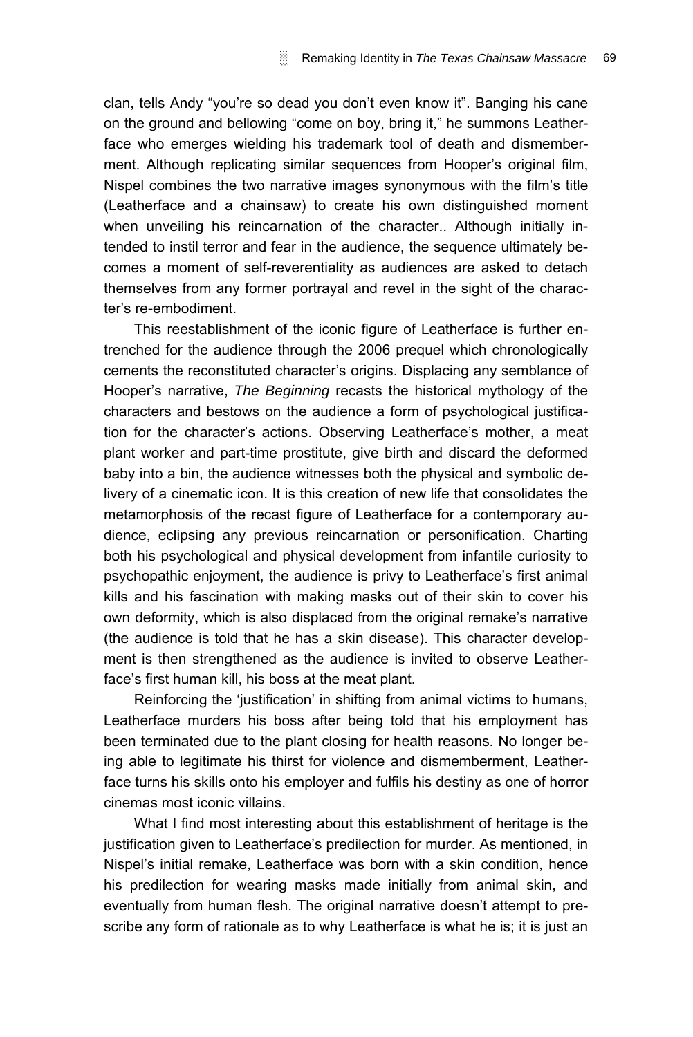clan, tells Andy "you're so dead you don't even know it". Banging his cane on the ground and bellowing "come on boy, bring it," he summons Leatherface who emerges wielding his trademark tool of death and dismemberment. Although replicating similar sequences from Hooper's original film, Nispel combines the two narrative images synonymous with the film's title (Leatherface and a chainsaw) to create his own distinguished moment when unveiling his reincarnation of the character.. Although initially intended to instil terror and fear in the audience, the sequence ultimately becomes a moment of self-reverentiality as audiences are asked to detach themselves from any former portrayal and revel in the sight of the character's re-embodiment.

This reestablishment of the iconic figure of Leatherface is further entrenched for the audience through the 2006 prequel which chronologically cements the reconstituted character's origins. Displacing any semblance of Hooper's narrative, *The Beginning* recasts the historical mythology of the characters and bestows on the audience a form of psychological justification for the character's actions. Observing Leatherface's mother, a meat plant worker and part-time prostitute, give birth and discard the deformed baby into a bin, the audience witnesses both the physical and symbolic delivery of a cinematic icon. It is this creation of new life that consolidates the metamorphosis of the recast figure of Leatherface for a contemporary audience, eclipsing any previous reincarnation or personification. Charting both his psychological and physical development from infantile curiosity to psychopathic enjoyment, the audience is privy to Leatherface's first animal kills and his fascination with making masks out of their skin to cover his own deformity, which is also displaced from the original remake's narrative (the audience is told that he has a skin disease). This character development is then strengthened as the audience is invited to observe Leatherface's first human kill, his boss at the meat plant.

Reinforcing the 'justification' in shifting from animal victims to humans, Leatherface murders his boss after being told that his employment has been terminated due to the plant closing for health reasons. No longer being able to legitimate his thirst for violence and dismemberment, Leatherface turns his skills onto his employer and fulfils his destiny as one of horror cinemas most iconic villains.

What I find most interesting about this establishment of heritage is the justification given to Leatherface's predilection for murder. As mentioned, in Nispel's initial remake, Leatherface was born with a skin condition, hence his predilection for wearing masks made initially from animal skin, and eventually from human flesh. The original narrative doesn't attempt to prescribe any form of rationale as to why Leatherface is what he is; it is just an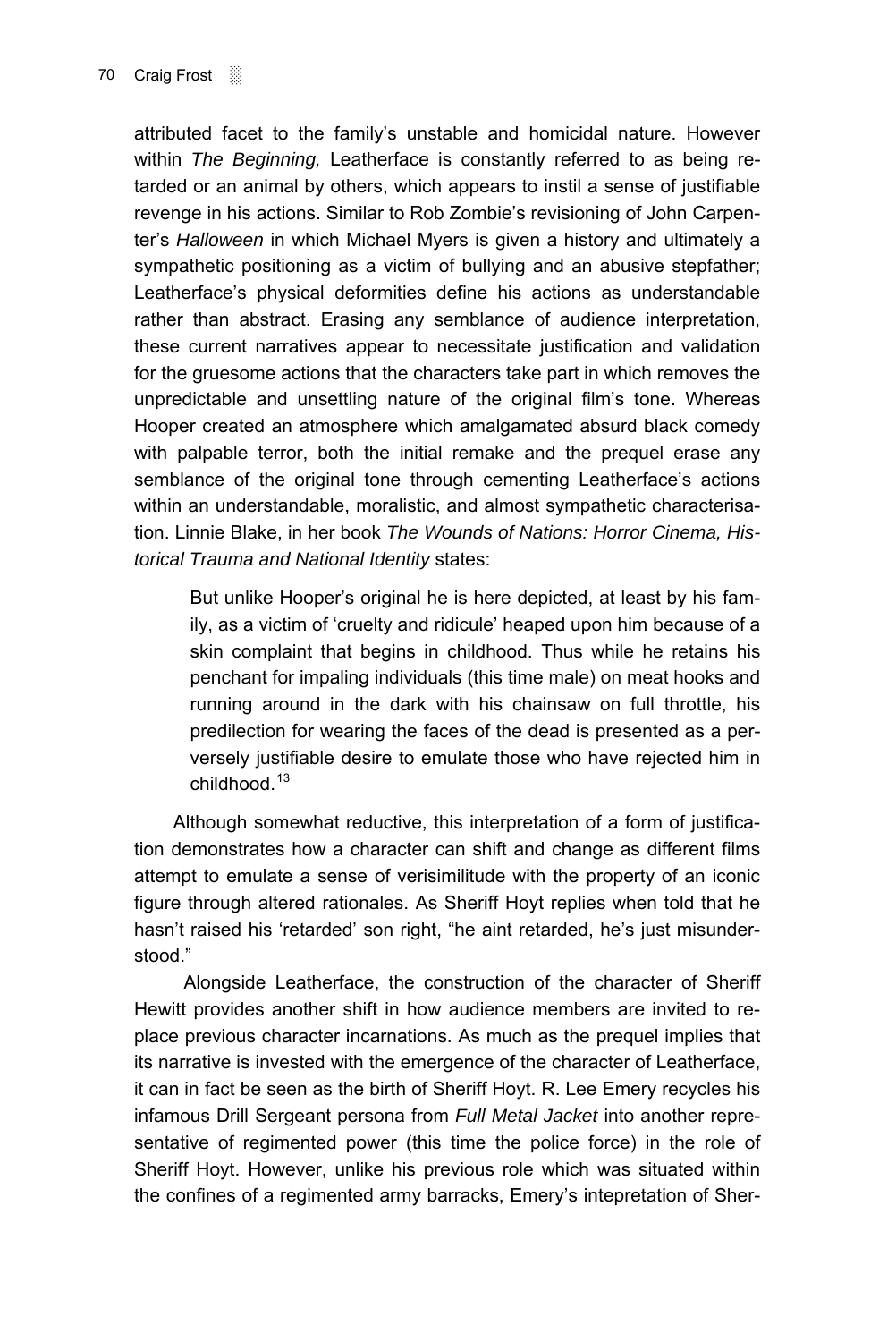attributed facet to the family's unstable and homicidal nature. However within *The Beginning,* Leatherface is constantly referred to as being retarded or an animal by others, which appears to instil a sense of justifiable revenge in his actions. Similar to Rob Zombie's revisioning of John Carpenter's *Halloween* in which Michael Myers is given a history and ultimately a sympathetic positioning as a victim of bullying and an abusive stepfather; Leatherface's physical deformities define his actions as understandable rather than abstract. Erasing any semblance of audience interpretation, these current narratives appear to necessitate justification and validation for the gruesome actions that the characters take part in which removes the unpredictable and unsettling nature of the original film's tone. Whereas Hooper created an atmosphere which amalgamated absurd black comedy with palpable terror, both the initial remake and the prequel erase any semblance of the original tone through cementing Leatherface's actions within an understandable, moralistic, and almost sympathetic characterisation. Linnie Blake, in her book *The Wounds of Nations: Horror Cinema, Historical Trauma and National Identity* states:

> But unlike Hooper's original he is here depicted, at least by his family, as a victim of 'cruelty and ridicule' heaped upon him because of a skin complaint that begins in childhood. Thus while he retains his penchant for impaling individuals (this time male) on meat hooks and running around in the dark with his chainsaw on full throttle, his predilection for wearing the faces of the dead is presented as a perversely justifiable desire to emulate those who have rejected him in childhood.[13]

Although somewhat reductive, this interpretation of a form of justification demonstrates how a character can shift and change as different films attempt to emulate a sense of verisimilitude with the property of an iconic figure through altered rationales. As Sheriff Hoyt replies when told that he hasn't raised his 'retarded' son right, "he aint retarded, he's just misunderstood."

Alongside Leatherface, the construction of the character of Sheriff Hewitt provides another shift in how audience members are invited to replace previous character incarnations. As much as the prequel implies that its narrative is invested with the emergence of the character of Leatherface, it can in fact be seen as the birth of Sheriff Hoyt. R. Lee Emery recycles his infamous Drill Sergeant persona from *Full Metal Jacket* into another representative of regimented power (this time the police force) in the role of Sheriff Hoyt. However, unlike his previous role which was situated within the confines of a regimented army barracks, Emery's intepretation of Sher-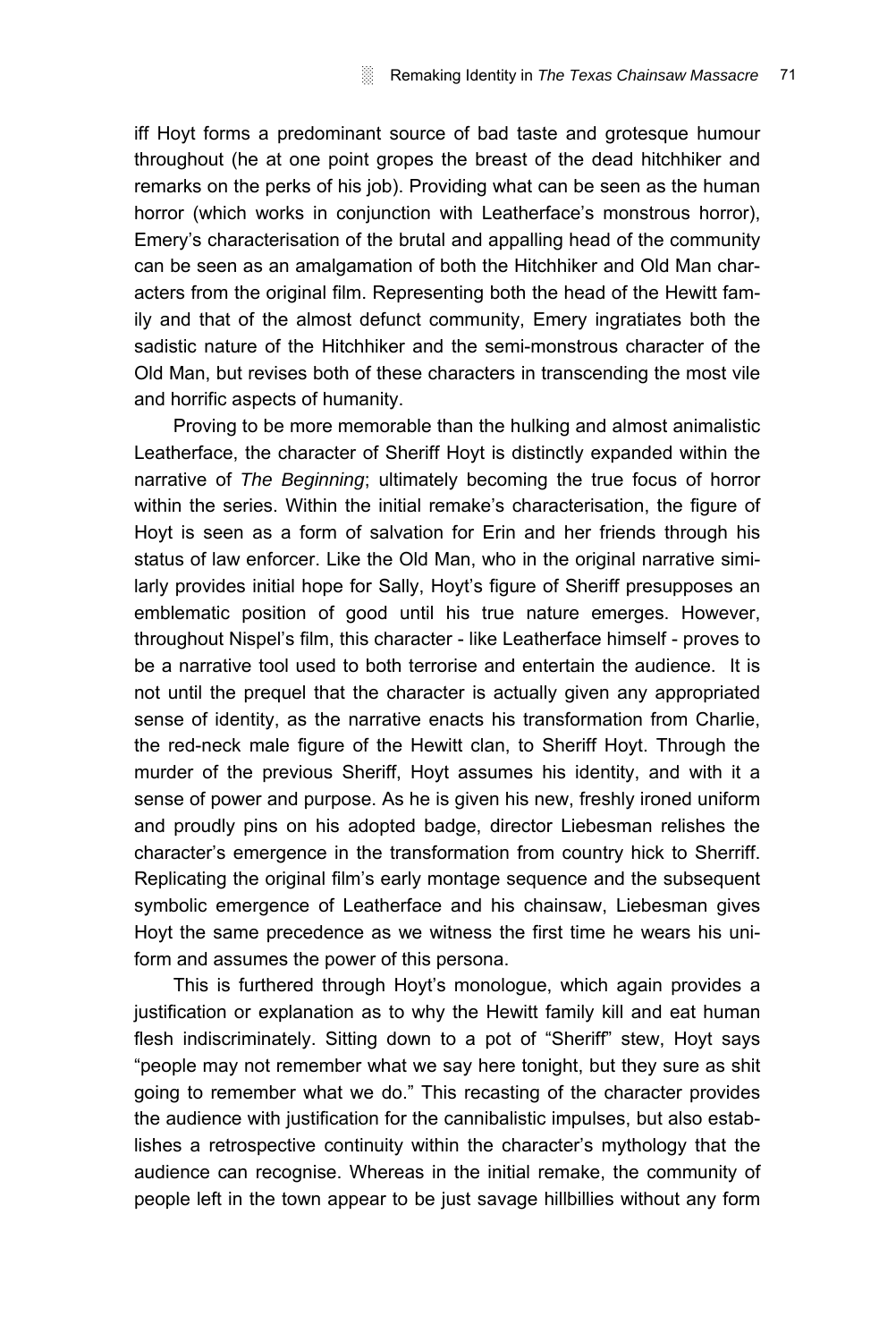iff Hoyt forms a predominant source of bad taste and grotesque humour throughout (he at one point gropes the breast of the dead hitchhiker and remarks on the perks of his job). Providing what can be seen as the human horror (which works in conjunction with Leatherface's monstrous horror), Emery's characterisation of the brutal and appalling head of the community can be seen as an amalgamation of both the Hitchhiker and Old Man characters from the original film. Representing both the head of the Hewitt family and that of the almost defunct community, Emery ingratiates both the sadistic nature of the Hitchhiker and the semi-monstrous character of the Old Man, but revises both of these characters in transcending the most vile and horrific aspects of humanity.

Proving to be more memorable than the hulking and almost animalistic Leatherface, the character of Sheriff Hoyt is distinctly expanded within the narrative of *The Beginning*; ultimately becoming the true focus of horror within the series. Within the initial remake's characterisation, the figure of Hoyt is seen as a form of salvation for Erin and her friends through his status of law enforcer. Like the Old Man, who in the original narrative similarly provides initial hope for Sally, Hoyt's figure of Sheriff presupposes an emblematic position of good until his true nature emerges. However, throughout Nispel's film, this character - like Leatherface himself - proves to be a narrative tool used to both terrorise and entertain the audience. It is not until the prequel that the character is actually given any appropriated sense of identity, as the narrative enacts his transformation from Charlie, the red-neck male figure of the Hewitt clan, to Sheriff Hoyt. Through the murder of the previous Sheriff, Hoyt assumes his identity, and with it a sense of power and purpose. As he is given his new, freshly ironed uniform and proudly pins on his adopted badge, director Liebesman relishes the character's emergence in the transformation from country hick to Sherriff. Replicating the original film's early montage sequence and the subsequent symbolic emergence of Leatherface and his chainsaw, Liebesman gives Hoyt the same precedence as we witness the first time he wears his uniform and assumes the power of this persona.

This is furthered through Hoyt's monologue, which again provides a justification or explanation as to why the Hewitt family kill and eat human flesh indiscriminately. Sitting down to a pot of "Sheriff" stew, Hoyt says "people may not remember what we say here tonight, but they sure as shit going to remember what we do." This recasting of the character provides the audience with justification for the cannibalistic impulses, but also establishes a retrospective continuity within the character's mythology that the audience can recognise. Whereas in the initial remake, the community of people left in the town appear to be just savage hillbillies without any form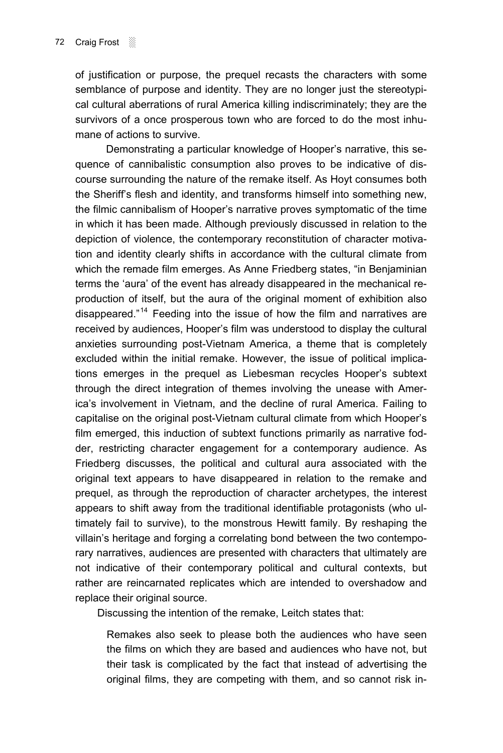of justification or purpose, the prequel recasts the characters with some semblance of purpose and identity. They are no longer just the stereotypical cultural aberrations of rural America killing indiscriminately; they are the survivors of a once prosperous town who are forced to do the most inhumane of actions to survive.

Demonstrating a particular knowledge of Hooper's narrative, this sequence of cannibalistic consumption also proves to be indicative of discourse surrounding the nature of the remake itself. As Hoyt consumes both the Sheriff's flesh and identity, and transforms himself into something new, the filmic cannibalism of Hooper's narrative proves symptomatic of the time in which it has been made. Although previously discussed in relation to the depiction of violence, the contemporary reconstitution of character motivation and identity clearly shifts in accordance with the cultural climate from which the remade film emerges. As Anne Friedberg states, "in Benjaminian terms the 'aura' of the event has already disappeared in the mechanical reproduction of itself, but the aura of the original moment of exhibition also disappeared."[14] Feeding into the issue of how the film and narratives are received by audiences, Hooper's film was understood to display the cultural anxieties surrounding post-Vietnam America, a theme that is completely excluded within the initial remake. However, the issue of political implications emerges in the prequel as Liebesman recycles Hooper's subtext through the direct integration of themes involving the unease with America's involvement in Vietnam, and the decline of rural America. Failing to capitalise on the original post-Vietnam cultural climate from which Hooper's film emerged, this induction of subtext functions primarily as narrative fodder, restricting character engagement for a contemporary audience. As Friedberg discusses, the political and cultural aura associated with the original text appears to have disappeared in relation to the remake and prequel, as through the reproduction of character archetypes, the interest appears to shift away from the traditional identifiable protagonists (who ultimately fail to survive), to the monstrous Hewitt family. By reshaping the villain's heritage and forging a correlating bond between the two contemporary narratives, audiences are presented with characters that ultimately are not indicative of their contemporary political and cultural contexts, but rather are reincarnated replicates which are intended to overshadow and replace their original source.

Discussing the intention of the remake, Leitch states that:

> Remakes also seek to please both the audiences who have seen the films on which they are based and audiences who have not, but their task is complicated by the fact that instead of advertising the original films, they are competing with them, and so cannot risk in-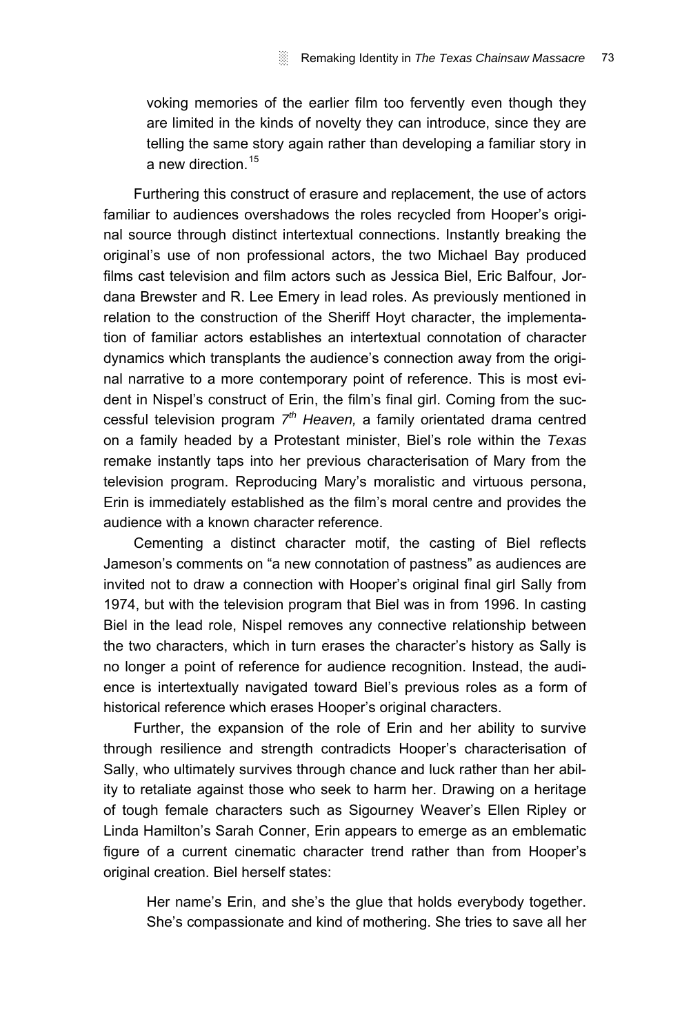voking memories of the earlier film too fervently even though they are limited in the kinds of novelty they can introduce, since they are telling the same story again rather than developing a familiar story in a new direction.[15]

Furthering this construct of erasure and replacement, the use of actors familiar to audiences overshadows the roles recycled from Hooper's original source through distinct intertextual connections. Instantly breaking the original's use of non professional actors, the two Michael Bay produced films cast television and film actors such as Jessica Biel, Eric Balfour, Jordana Brewster and R. Lee Emery in lead roles. As previously mentioned in relation to the construction of the Sheriff Hoyt character, the implementation of familiar actors establishes an intertextual connotation of character dynamics which transplants the audience's connection away from the original narrative to a more contemporary point of reference. This is most evident in Nispel's construct of Erin, the film's final girl. Coming from the successful television program *7th Heaven,* a family orientated drama centred on a family headed by a Protestant minister, Biel's role within the *Texas* remake instantly taps into her previous characterisation of Mary from the television program. Reproducing Mary's moralistic and virtuous persona, Erin is immediately established as the film's moral centre and provides the audience with a known character reference.

Cementing a distinct character motif, the casting of Biel reflects Jameson's comments on "a new connotation of pastness" as audiences are invited not to draw a connection with Hooper's original final girl Sally from 1974, but with the television program that Biel was in from 1996. In casting Biel in the lead role, Nispel removes any connective relationship between the two characters, which in turn erases the character's history as Sally is no longer a point of reference for audience recognition. Instead, the audience is intertextually navigated toward Biel's previous roles as a form of historical reference which erases Hooper's original characters.

Further, the expansion of the role of Erin and her ability to survive through resilience and strength contradicts Hooper's characterisation of Sally, who ultimately survives through chance and luck rather than her ability to retaliate against those who seek to harm her. Drawing on a heritage of tough female characters such as Sigourney Weaver's Ellen Ripley or Linda Hamilton's Sarah Conner, Erin appears to emerge as an emblematic figure of a current cinematic character trend rather than from Hooper's original creation. Biel herself states:

> Her name's Erin, and she's the glue that holds everybody together. She's compassionate and kind of mothering. She tries to save all her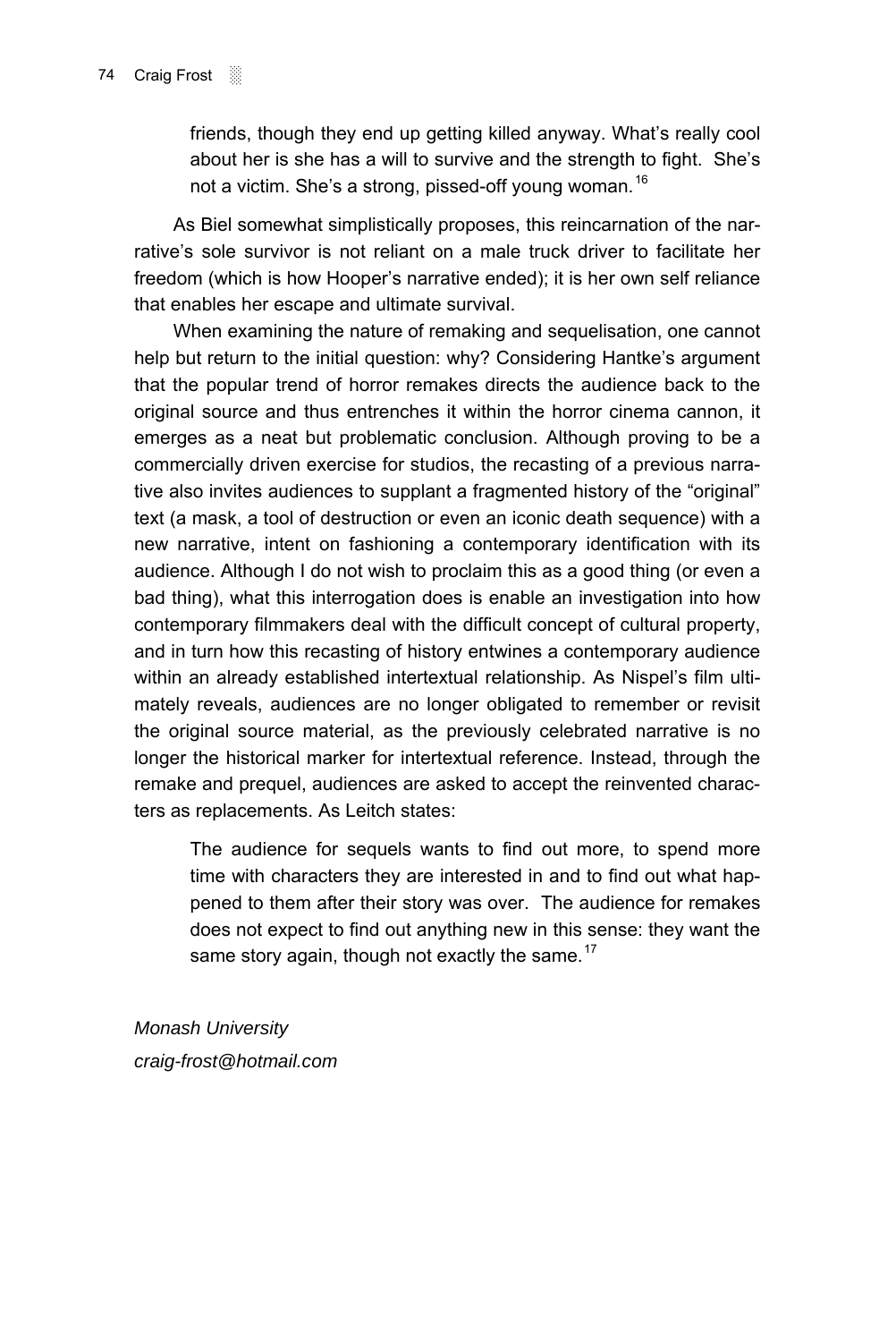> friends, though they end up getting killed anyway. What's really cool about her is she has a will to survive and the strength to fight. She's not a victim. She's a strong, pissed-off young woman.[16]

As Biel somewhat simplistically proposes, this reincarnation of the narrative's sole survivor is not reliant on a male truck driver to facilitate her freedom (which is how Hooper's narrative ended); it is her own self reliance that enables her escape and ultimate survival.

When examining the nature of remaking and sequelisation, one cannot help but return to the initial question: why? Considering Hantke's argument that the popular trend of horror remakes directs the audience back to the original source and thus entrenches it within the horror cinema cannon, it emerges as a neat but problematic conclusion. Although proving to be a commercially driven exercise for studios, the recasting of a previous narrative also invites audiences to supplant a fragmented history of the "original" text (a mask, a tool of destruction or even an iconic death sequence) with a new narrative, intent on fashioning a contemporary identification with its audience. Although I do not wish to proclaim this as a good thing (or even a bad thing), what this interrogation does is enable an investigation into how contemporary filmmakers deal with the difficult concept of cultural property, and in turn how this recasting of history entwines a contemporary audience within an already established intertextual relationship. As Nispel's film ultimately reveals, audiences are no longer obligated to remember or revisit the original source material, as the previously celebrated narrative is no longer the historical marker for intertextual reference. Instead, through the remake and prequel, audiences are asked to accept the reinvented characters as replacements. As Leitch states:

> The audience for sequels wants to find out more, to spend more time with characters they are interested in and to find out what happened to them after their story was over. The audience for remakes does not expect to find out anything new in this sense: they want the same story again, though not exactly the same.[17]

*Monash University*
*craig-frost@hotmail.com*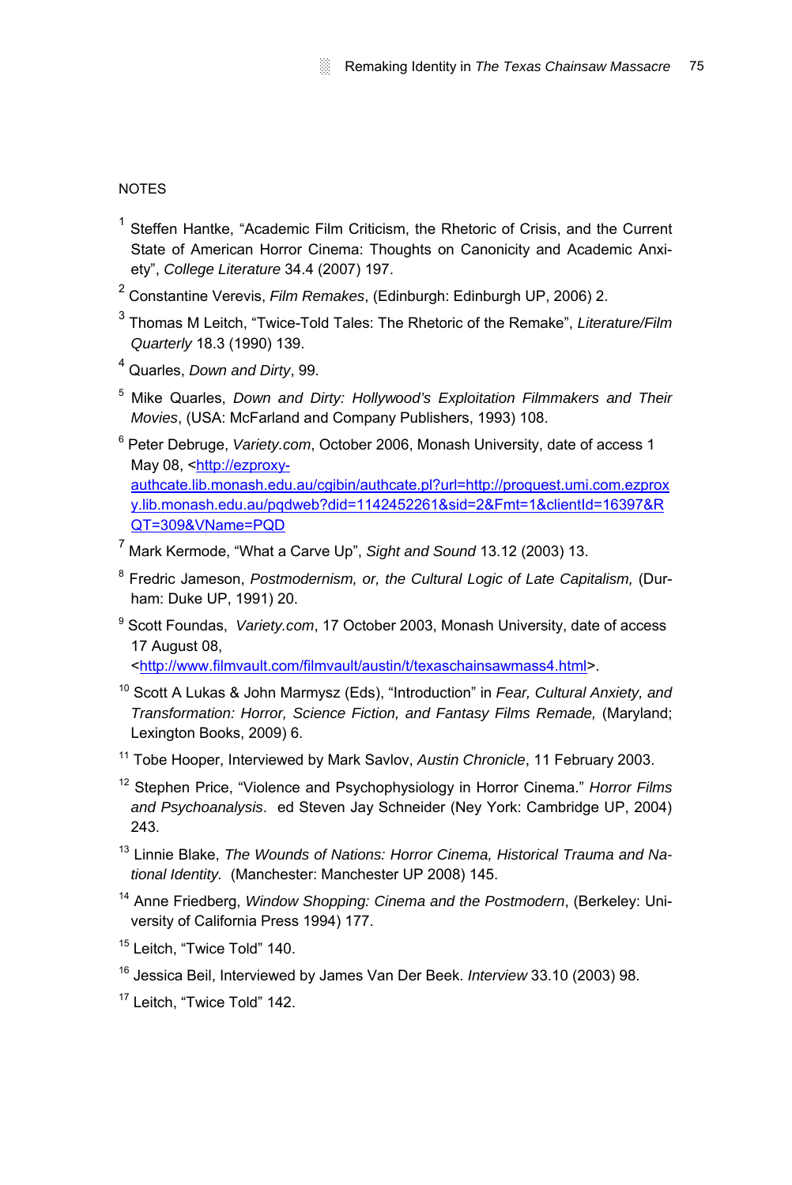NOTES

[1] Steffen Hantke, "Academic Film Criticism, the Rhetoric of Crisis, and the Current State of American Horror Cinema: Thoughts on Canonicity and Academic Anxiety", *College Literature* 34.4 (2007) 197.

[2] Constantine Verevis, *Film Remakes*, (Edinburgh: Edinburgh UP, 2006) 2.

[3] Thomas M Leitch, "Twice-Told Tales: The Rhetoric of the Remake", *Literature/Film Quarterly* 18.3 (1990) 139.

[4] Quarles, *Down and Dirty*, 99.

[5] Mike Quarles, *Down and Dirty: Hollywood's Exploitation Filmmakers and Their Movies*, (USA: McFarland and Company Publishers, 1993) 108.

[6] Peter Debruge, *Variety.com*, October 2006, Monash University, date of access 1 May 08, <http://ezproxy-authcate.lib.monash.edu.au/cgibin/authcate.pl?url=http://proquest.umi.com.ezproxy.lib.monash.edu.au/pqdweb?did=1142452261&sid=2&Fmt=1&clientId=16397&RQT=309&VName=PQD

[7] Mark Kermode, "What a Carve Up", *Sight and Sound* 13.12 (2003) 13.

[8] Fredric Jameson, *Postmodernism, or, the Cultural Logic of Late Capitalism,* (Durham: Duke UP, 1991) 20.

[9] Scott Foundas, *Variety.com*, 17 October 2003, Monash University, date of access 17 August 08, <http://www.filmvault.com/filmvault/austin/t/texaschainsawmass4.html>.

[10] Scott A Lukas & John Marmysz (Eds), "Introduction" in *Fear, Cultural Anxiety, and Transformation: Horror, Science Fiction, and Fantasy Films Remade,* (Maryland; Lexington Books, 2009) 6.

[11] Tobe Hooper, Interviewed by Mark Savlov, *Austin Chronicle*, 11 February 2003.

[12] Stephen Price, "Violence and Psychophysiology in Horror Cinema." *Horror Films and Psychoanalysis*. ed Steven Jay Schneider (Ney York: Cambridge UP, 2004) 243.

[13] Linnie Blake, *The Wounds of Nations: Horror Cinema, Historical Trauma and National Identity.* (Manchester: Manchester UP 2008) 145.

[14] Anne Friedberg, *Window Shopping: Cinema and the Postmodern*, (Berkeley: University of California Press 1994) 177.

[15] Leitch, "Twice Told" 140.

[16] Jessica Beil, Interviewed by James Van Der Beek. *Interview* 33.10 (2003) 98.

[17] Leitch, "Twice Told" 142.